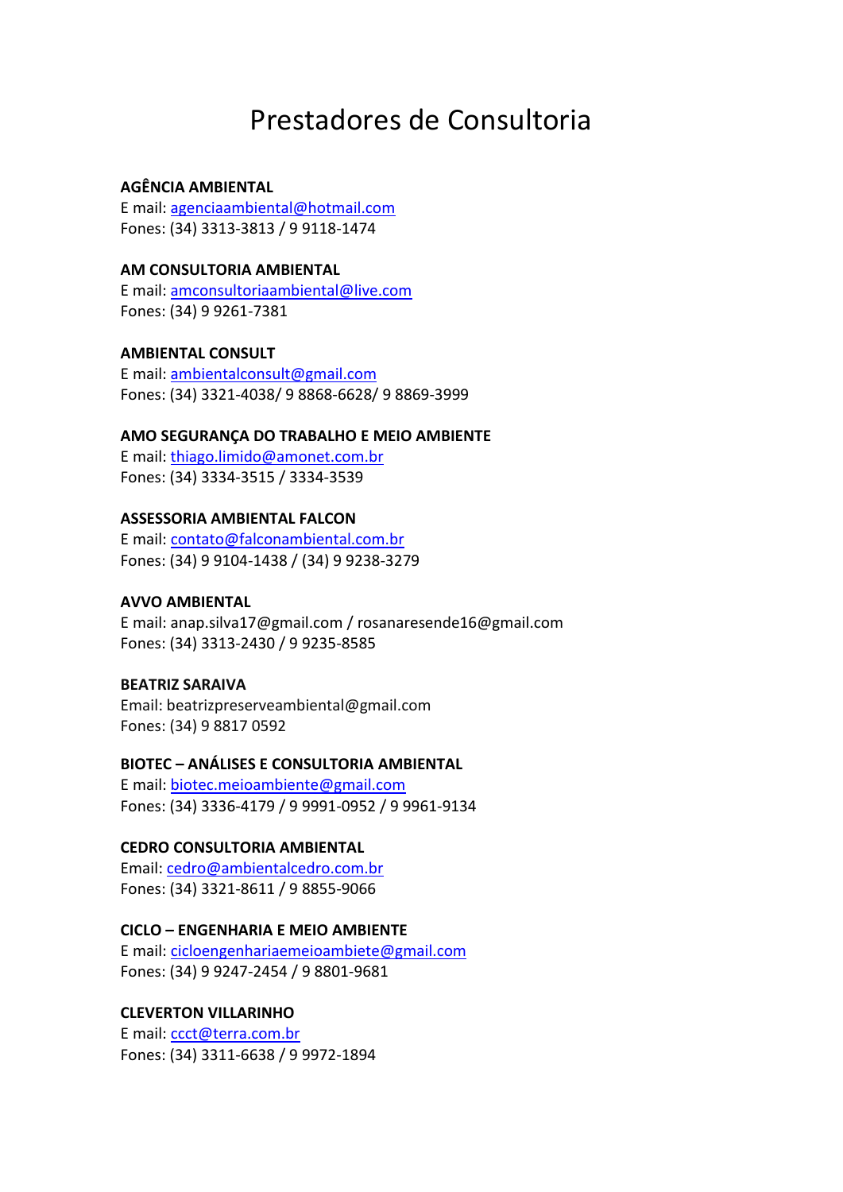# Prestadores de Consultoria

**AGÊNCIA AMBIENTAL**
E mail: agenciaambiental@hotmail.com
Fones: (34) 3313-3813 / 9 9118-1474

**AM CONSULTORIA AMBIENTAL**
E mail: amconsultoriaambiental@live.com
Fones: (34) 9 9261-7381

**AMBIENTAL CONSULT**
E mail: ambientalconsult@gmail.com
Fones: (34) 3321-4038/ 9 8868-6628/ 9 8869-3999

**AMO SEGURANÇA DO TRABALHO E MEIO AMBIENTE**
E mail: thiago.limido@amonet.com.br
Fones: (34) 3334-3515 / 3334-3539

**ASSESSORIA AMBIENTAL FALCON**
E mail: contato@falconambiental.com.br
Fones: (34) 9 9104-1438 / (34) 9 9238-3279

**AVVO AMBIENTAL**
E mail: anap.silva17@gmail.com / rosanaresende16@gmail.com
Fones: (34) 3313-2430 / 9 9235-8585

**BEATRIZ SARAIVA**
Email: beatrizpreserveambiental@gmail.com
Fones: (34) 9 8817 0592

**BIOTEC – ANÁLISES E CONSULTORIA AMBIENTAL**
E mail: biotec.meioambiente@gmail.com
Fones: (34) 3336-4179 / 9 9991-0952 / 9 9961-9134

**CEDRO CONSULTORIA AMBIENTAL**
Email: cedro@ambientalcedro.com.br
Fones: (34) 3321-8611 / 9 8855-9066

**CICLO – ENGENHARIA E MEIO AMBIENTE**
E mail: cicloengenhariaemeioambiete@gmail.com
Fones: (34) 9 9247-2454 / 9 8801-9681

**CLEVERTON VILLARINHO**
E mail: ccct@terra.com.br
Fones: (34) 3311-6638 / 9 9972-1894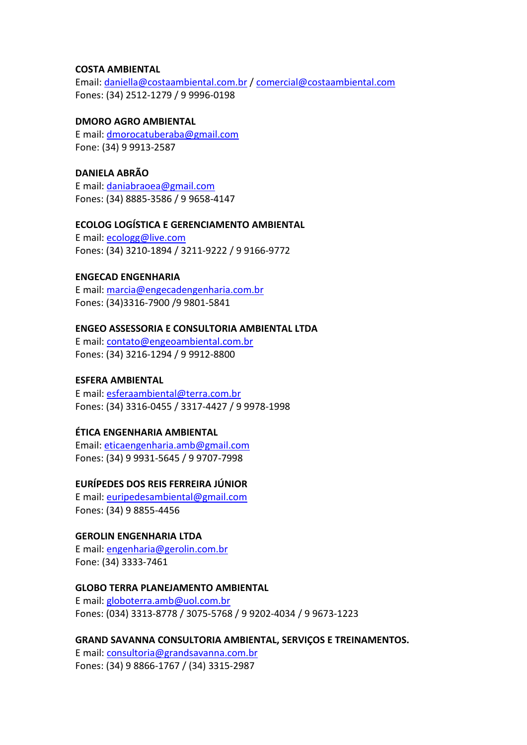**COSTA AMBIENTAL**
Email: daniella@costaambiental.com.br / comercial@costaambiental.com
Fones: (34) 2512-1279 / 9 9996-0198

**DMORO AGRO AMBIENTAL**
E mail: dmorocatuberaba@gmail.com
Fone: (34) 9 9913-2587

**DANIELA ABRÃO**
E mail: daniabraoea@gmail.com
Fones: (34) 8885-3586 / 9 9658-4147

**ECOLOG LOGÍSTICA E GERENCIAMENTO AMBIENTAL**
E mail: ecologg@live.com
Fones: (34) 3210-1894 / 3211-9222 / 9 9166-9772

**ENGECAD ENGENHARIA**
E mail: marcia@engecadengenharia.com.br
Fones: (34)3316-7900 /9 9801-5841

**ENGEO ASSESSORIA E CONSULTORIA AMBIENTAL LTDA**
E mail: contato@engeoambiental.com.br
Fones: (34) 3216-1294 / 9 9912-8800

**ESFERA AMBIENTAL**
E mail: esferaambiental@terra.com.br
Fones: (34) 3316-0455 / 3317-4427 / 9 9978-1998

**ÉTICA ENGENHARIA AMBIENTAL**
Email: eticaengenharia.amb@gmail.com
Fones: (34) 9 9931-5645 / 9 9707-7998

**EURÍPEDES DOS REIS FERREIRA JÚNIOR**
E mail: euripedesambiental@gmail.com
Fones: (34) 9 8855-4456

**GEROLIN ENGENHARIA LTDA**
E mail: engenharia@gerolin.com.br
Fone: (34) 3333-7461

**GLOBO TERRA PLANEJAMENTO AMBIENTAL**
E mail: globoterra.amb@uol.com.br
Fones: (034) 3313-8778 / 3075-5768 / 9 9202-4034 / 9 9673-1223

**GRAND SAVANNA CONSULTORIA AMBIENTAL, SERVIÇOS E TREINAMENTOS.**
E mail: consultoria@grandsavanna.com.br
Fones: (34) 9 8866-1767 / (34) 3315-2987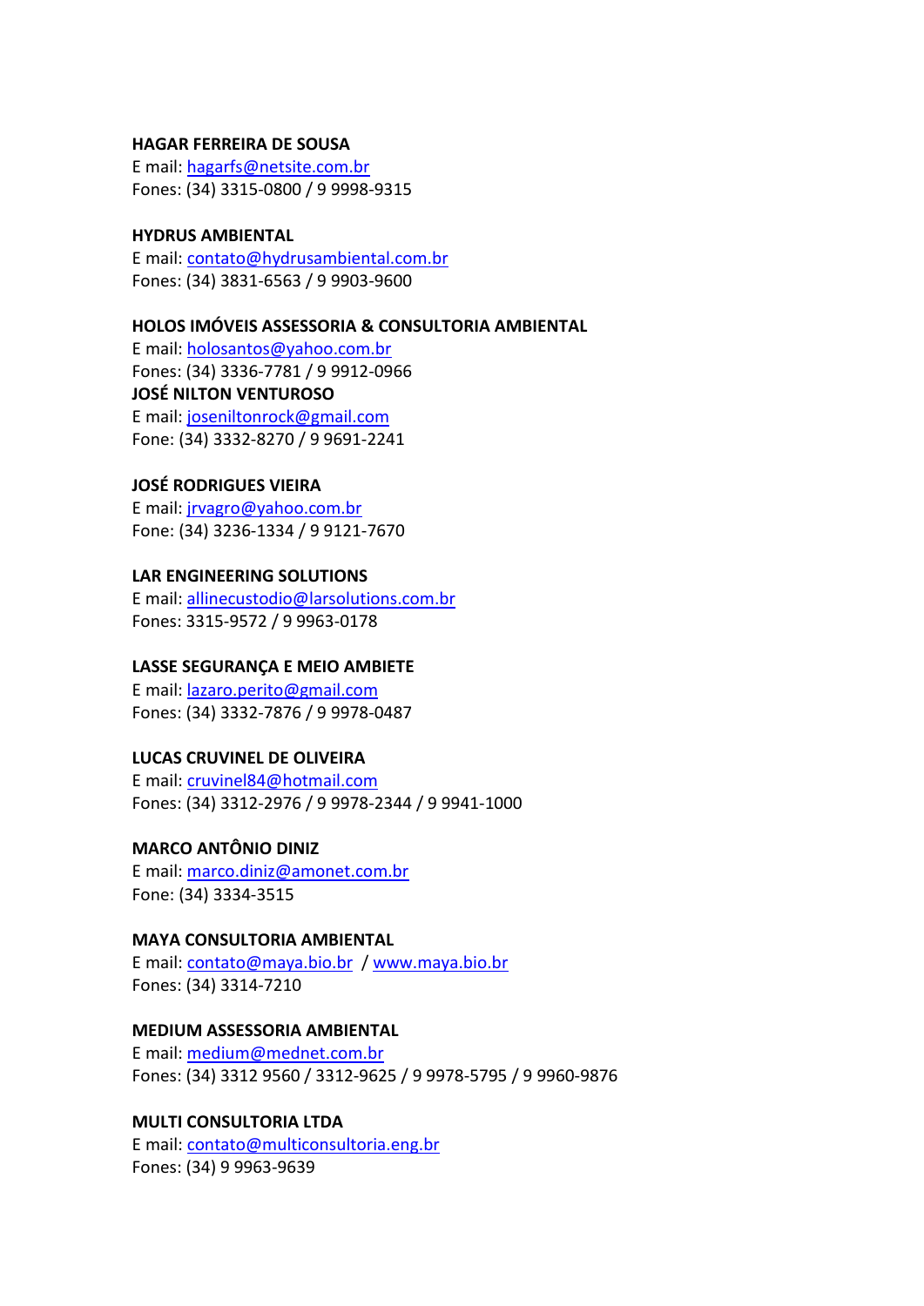**HAGAR FERREIRA DE SOUSA**
E mail: hagarfs@netsite.com.br
Fones: (34) 3315-0800 / 9 9998-9315

**HYDRUS AMBIENTAL**
E mail: contato@hydrusambiental.com.br
Fones: (34) 3831-6563 / 9 9903-9600

**HOLOS IMÓVEIS ASSESSORIA & CONSULTORIA AMBIENTAL**
E mail: holosantos@yahoo.com.br
Fones: (34) 3336-7781 / 9 9912-0966
**JOSÉ NILTON VENTUROSO**
E mail: joseniltonrock@gmail.com
Fone: (34) 3332-8270 / 9 9691-2241

**JOSÉ RODRIGUES VIEIRA**
E mail: jrvagro@yahoo.com.br
Fone: (34) 3236-1334 / 9 9121-7670

**LAR ENGINEERING SOLUTIONS**
E mail: allinecustodio@larsolutions.com.br
Fones: 3315-9572 / 9 9963-0178

**LASSE SEGURANÇA E MEIO AMBIETE**
E mail: lazaro.perito@gmail.com
Fones: (34) 3332-7876 / 9 9978-0487

**LUCAS CRUVINEL DE OLIVEIRA**
E mail: cruvinel84@hotmail.com
Fones: (34) 3312-2976 / 9 9978-2344 / 9 9941-1000

**MARCO ANTÔNIO DINIZ**
E mail: marco.diniz@amonet.com.br
Fone: (34) 3334-3515

**MAYA CONSULTORIA AMBIENTAL**
E mail: contato@maya.bio.br / www.maya.bio.br
Fones: (34) 3314-7210

**MEDIUM ASSESSORIA AMBIENTAL**
E mail: medium@mednet.com.br
Fones: (34) 3312 9560 / 3312-9625 / 9 9978-5795 / 9 9960-9876

**MULTI CONSULTORIA LTDA**
E mail: contato@multiconsultoria.eng.br
Fones: (34) 9 9963-9639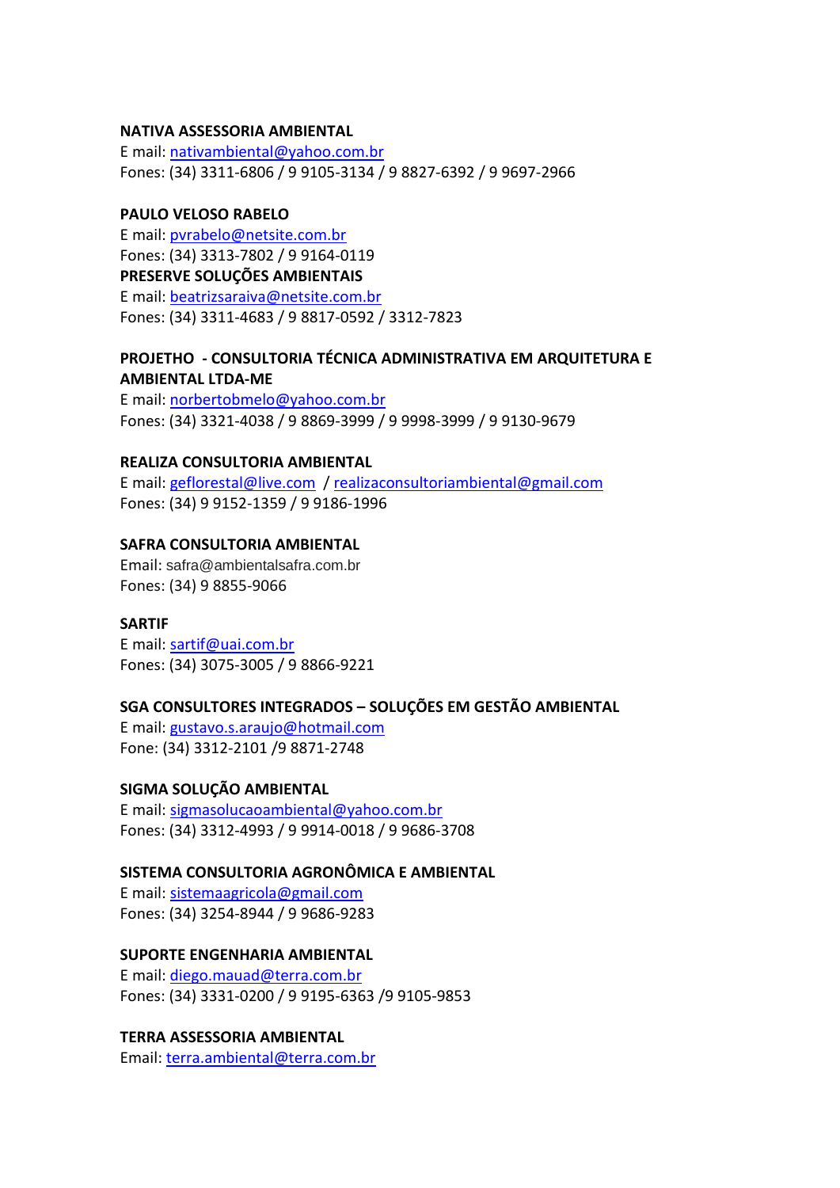**NATIVA ASSESSORIA AMBIENTAL**
E mail: nativambiental@yahoo.com.br
Fones: (34) 3311-6806 / 9 9105-3134 / 9 8827-6392 / 9 9697-2966

**PAULO VELOSO RABELO**
E mail: pvrabelo@netsite.com.br
Fones: (34) 3313-7802 / 9 9164-0119

**PRESERVE SOLUÇÕES AMBIENTAIS**
E mail: beatrizsaraiva@netsite.com.br
Fones: (34) 3311-4683 / 9 8817-0592 / 3312-7823

**PROJETHO - CONSULTORIA TÉCNICA ADMINISTRATIVA EM ARQUITETURA E AMBIENTAL LTDA-ME**
E mail: norbertobmelo@yahoo.com.br
Fones: (34) 3321-4038 / 9 8869-3999 / 9 9998-3999 / 9 9130-9679

**REALIZA CONSULTORIA AMBIENTAL**
E mail: geflorestal@live.com / realizaconsultoriambiental@gmail.com
Fones: (34) 9 9152-1359 / 9 9186-1996

**SAFRA CONSULTORIA AMBIENTAL**
Email: safra@ambientalsafra.com.br
Fones: (34) 9 8855-9066

**SARTIF**
E mail: sartif@uai.com.br
Fones: (34) 3075-3005 / 9 8866-9221

**SGA CONSULTORES INTEGRADOS – SOLUÇÕES EM GESTÃO AMBIENTAL**
E mail: gustavo.s.araujo@hotmail.com
Fone: (34) 3312-2101 /9 8871-2748

**SIGMA SOLUÇÃO AMBIENTAL**
E mail: sigmasolucaoambiental@yahoo.com.br
Fones: (34) 3312-4993 / 9 9914-0018 / 9 9686-3708

**SISTEMA CONSULTORIA AGRONÔMICA E AMBIENTAL**
E mail: sistemaagricola@gmail.com
Fones: (34) 3254-8944 / 9 9686-9283

**SUPORTE ENGENHARIA AMBIENTAL**
E mail: diego.mauad@terra.com.br
Fones: (34) 3331-0200 / 9 9195-6363 /9 9105-9853

**TERRA ASSESSORIA AMBIENTAL**
Email: terra.ambiental@terra.com.br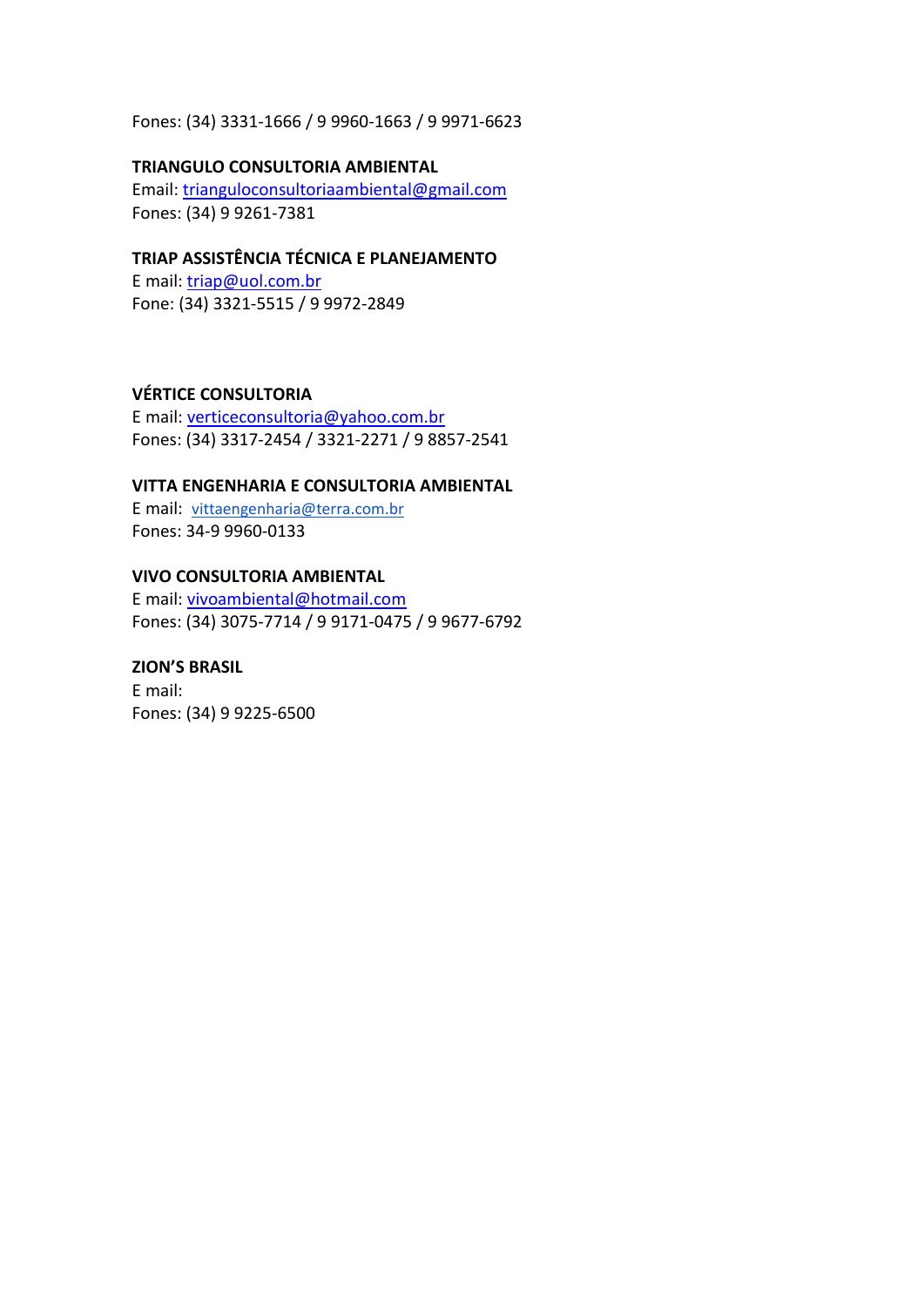Fones: (34) 3331-1666 / 9 9960-1663 / 9 9971-6623

**TRIANGULO CONSULTORIA AMBIENTAL**
Email: trianguloconsultoriaambiental@gmail.com
Fones: (34) 9 9261-7381

**TRIAP ASSISTÊNCIA TÉCNICA E PLANEJAMENTO**
E mail: triap@uol.com.br
Fone: (34) 3321-5515 / 9 9972-2849

**VÉRTICE CONSULTORIA**
E mail: verticeconsultoria@yahoo.com.br
Fones: (34) 3317-2454 / 3321-2271 / 9 8857-2541

**VITTA ENGENHARIA E CONSULTORIA AMBIENTAL**
E mail: vittaengenharia@terra.com.br
Fones: 34-9 9960-0133

**VIVO CONSULTORIA AMBIENTAL**
E mail: vivoambiental@hotmail.com
Fones: (34) 3075-7714 / 9 9171-0475 / 9 9677-6792

**ZION'S BRASIL**
E mail:
Fones: (34) 9 9225-6500